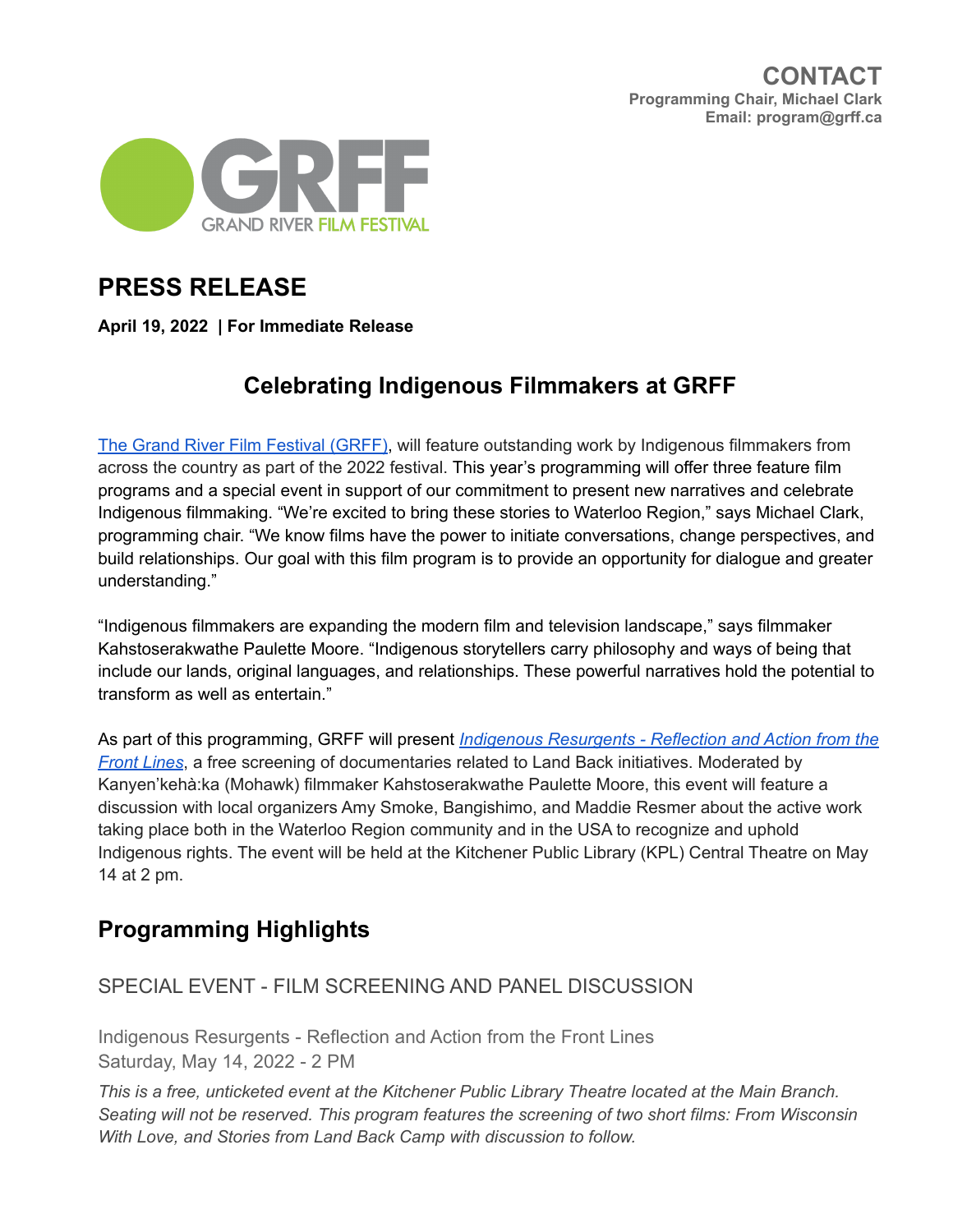**CONTACT**
**Programming Chair, Michael Clark**
**Email: program@grff.ca**

GRFF
GRAND RIVER FILM FESTIVAL

# PRESS RELEASE

**April 19, 2022 | For Immediate Release**

## Celebrating Indigenous Filmmakers at GRFF

[The Grand River Film Festival (GRFF)](), will feature outstanding work by Indigenous filmmakers from across the country as part of the 2022 festival. This year's programming will offer three feature film programs and a special event in support of our commitment to present new narratives and celebrate Indigenous filmmaking. "We're excited to bring these stories to Waterloo Region," says Michael Clark, programming chair. "We know films have the power to initiate conversations, change perspectives, and build relationships. Our goal with this film program is to provide an opportunity for dialogue and greater understanding."

"Indigenous filmmakers are expanding the modern film and television landscape," says filmmaker Kahstoserakwathe Paulette Moore. "Indigenous storytellers carry philosophy and ways of being that include our lands, original languages, and relationships. These powerful narratives hold the potential to transform as well as entertain."

As part of this programming, GRFF will present [*Indigenous Resurgents - Reflection and Action from the Front Lines*](), a free screening of documentaries related to Land Back initiatives. Moderated by Kanyen'kehà:ka (Mohawk) filmmaker Kahstoserakwathe Paulette Moore, this event will feature a discussion with local organizers Amy Smoke, Bangishimo, and Maddie Resmer about the active work taking place both in the Waterloo Region community and in the USA to recognize and uphold Indigenous rights. The event will be held at the Kitchener Public Library (KPL) Central Theatre on May 14 at 2 pm.

## Programming Highlights

### SPECIAL EVENT - FILM SCREENING AND PANEL DISCUSSION

Indigenous Resurgents - Reflection and Action from the Front Lines
Saturday, May 14, 2022 - 2 PM

*This is a free, unticketed event at the Kitchener Public Library Theatre located at the Main Branch. Seating will not be reserved. This program features the screening of two short films: From Wisconsin With Love, and Stories from Land Back Camp with discussion to follow.*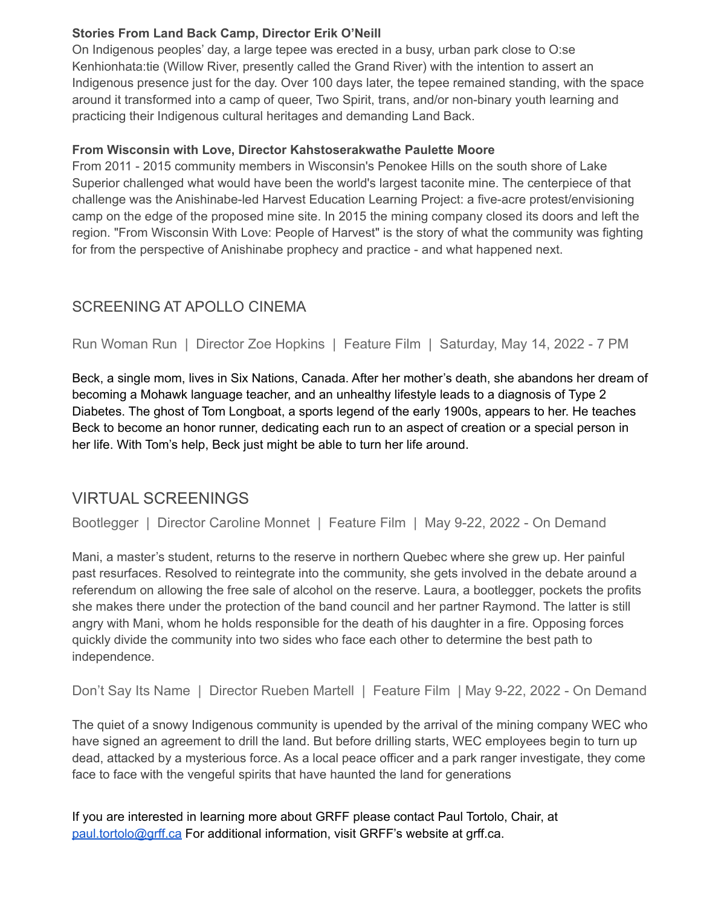**Stories From Land Back Camp, Director Erik O'Neill**
On Indigenous peoples' day, a large tepee was erected in a busy, urban park close to O:se Kenhionhata:tie (Willow River, presently called the Grand River) with the intention to assert an Indigenous presence just for the day. Over 100 days later, the tepee remained standing, with the space around it transformed into a camp of queer, Two Spirit, trans, and/or non-binary youth learning and practicing their Indigenous cultural heritages and demanding Land Back.

**From Wisconsin with Love, Director Kahstoserakwathe Paulette Moore**
From 2011 - 2015 community members in Wisconsin's Penokee Hills on the south shore of Lake Superior challenged what would have been the world's largest taconite mine. The centerpiece of that challenge was the Anishinabe-led Harvest Education Learning Project: a five-acre protest/envisioning camp on the edge of the proposed mine site. In 2015 the mining company closed its doors and left the region. "From Wisconsin With Love: People of Harvest" is the story of what the community was fighting for from the perspective of Anishinabe prophecy and practice - and what happened next.

## SCREENING AT APOLLO CINEMA

### Run Woman Run | Director Zoe Hopkins | Feature Film | Saturday, May 14, 2022 - 7 PM

Beck, a single mom, lives in Six Nations, Canada. After her mother's death, she abandons her dream of becoming a Mohawk language teacher, and an unhealthy lifestyle leads to a diagnosis of Type 2 Diabetes. The ghost of Tom Longboat, a sports legend of the early 1900s, appears to her. He teaches Beck to become an honor runner, dedicating each run to an aspect of creation or a special person in her life. With Tom's help, Beck just might be able to turn her life around.

## VIRTUAL SCREENINGS

### Bootlegger | Director Caroline Monnet | Feature Film | May 9-22, 2022 - On Demand

Mani, a master's student, returns to the reserve in northern Quebec where she grew up. Her painful past resurfaces. Resolved to reintegrate into the community, she gets involved in the debate around a referendum on allowing the free sale of alcohol on the reserve. Laura, a bootlegger, pockets the profits she makes there under the protection of the band council and her partner Raymond. The latter is still angry with Mani, whom he holds responsible for the death of his daughter in a fire. Opposing forces quickly divide the community into two sides who face each other to determine the best path to independence.

### Don't Say Its Name | Director Rueben Martell | Feature Film | May 9-22, 2022 - On Demand

The quiet of a snowy Indigenous community is upended by the arrival of the mining company WEC who have signed an agreement to drill the land. But before drilling starts, WEC employees begin to turn up dead, attacked by a mysterious force. As a local peace officer and a park ranger investigate, they come face to face with the vengeful spirits that have haunted the land for generations

If you are interested in learning more about GRFF please contact Paul Tortolo, Chair, at [paul.tortolo@grff.ca](mailto:paul.tortolo@grff.ca) For additional information, visit GRFF's website at grff.ca.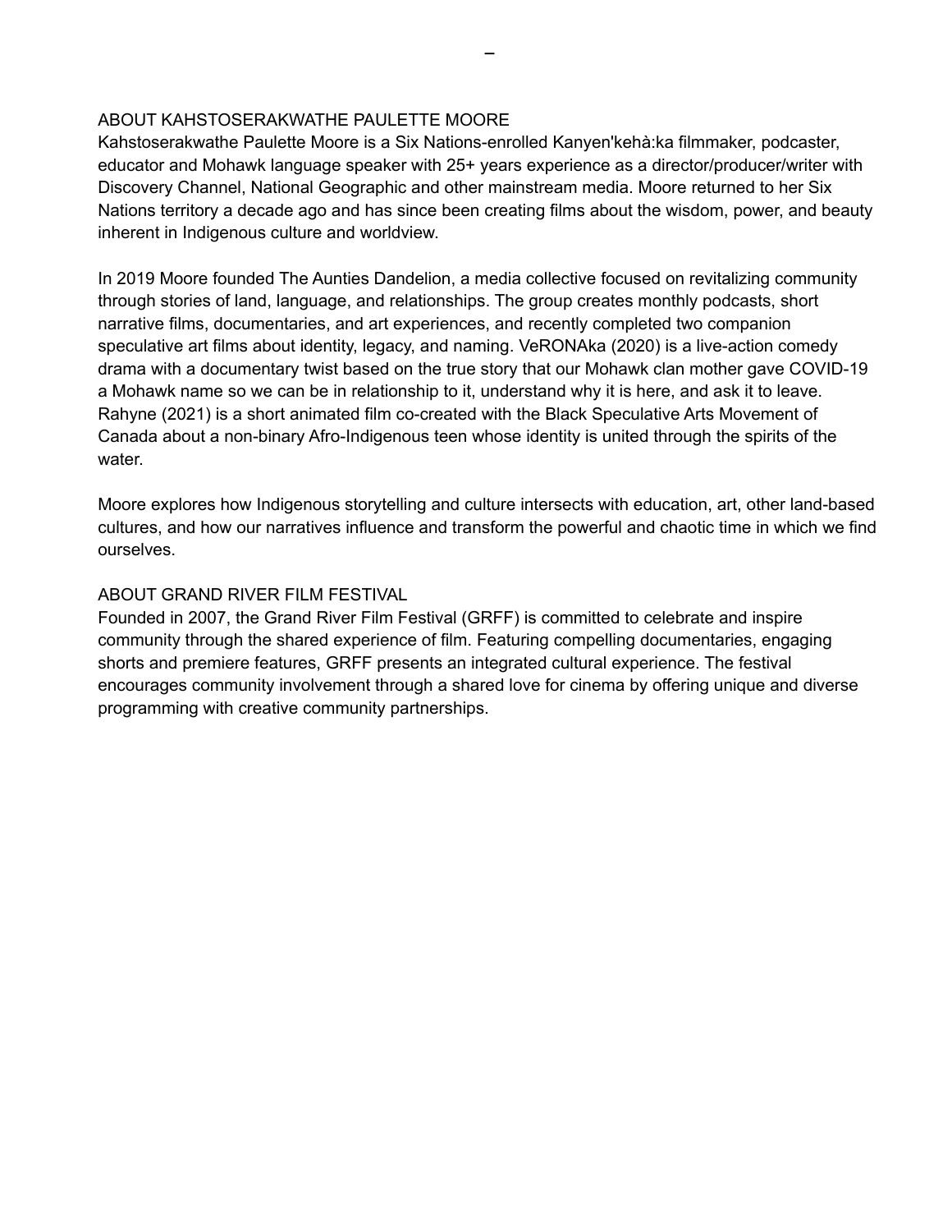## ABOUT KAHSTOSERAKWATHE PAULETTE MOORE

Kahstoserakwathe Paulette Moore is a Six Nations-enrolled Kanyen'kehà:ka filmmaker, podcaster, educator and Mohawk language speaker with 25+ years experience as a director/producer/writer with Discovery Channel, National Geographic and other mainstream media. Moore returned to her Six Nations territory a decade ago and has since been creating films about the wisdom, power, and beauty inherent in Indigenous culture and worldview.

In 2019 Moore founded The Aunties Dandelion, a media collective focused on revitalizing community through stories of land, language, and relationships. The group creates monthly podcasts, short narrative films, documentaries, and art experiences, and recently completed two companion speculative art films about identity, legacy, and naming. VeRONAka (2020) is a live-action comedy drama with a documentary twist based on the true story that our Mohawk clan mother gave COVID-19 a Mohawk name so we can be in relationship to it, understand why it is here, and ask it to leave. Rahyne (2021) is a short animated film co-created with the Black Speculative Arts Movement of Canada about a non-binary Afro-Indigenous teen whose identity is united through the spirits of the water.

Moore explores how Indigenous storytelling and culture intersects with education, art, other land-based cultures, and how our narratives influence and transform the powerful and chaotic time in which we find ourselves.

## ABOUT GRAND RIVER FILM FESTIVAL

Founded in 2007, the Grand River Film Festival (GRFF) is committed to celebrate and inspire community through the shared experience of film. Featuring compelling documentaries, engaging shorts and premiere features, GRFF presents an integrated cultural experience. The festival encourages community involvement through a shared love for cinema by offering unique and diverse programming with creative community partnerships.